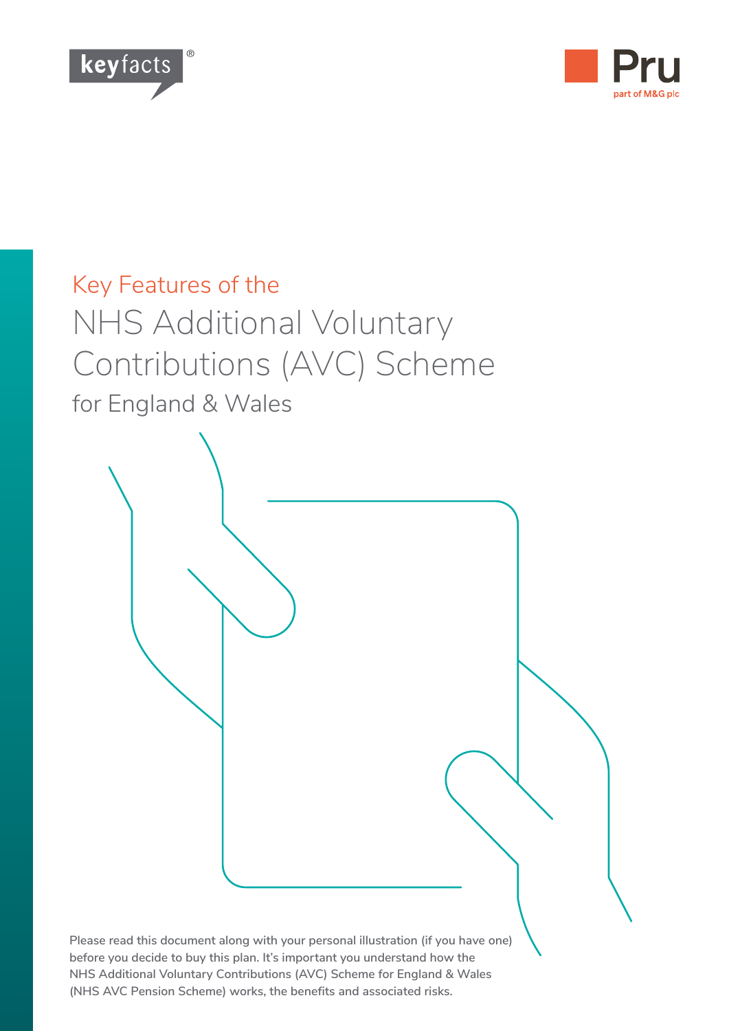keyfacts®

Pru
part of M&G plc

# Key Features of the NHS Additional Voluntary Contributions (AVC) Scheme for England & Wales

Please read this document along with your personal illustration (if you have one) before you decide to buy this plan. It's important you understand how the NHS Additional Voluntary Contributions (AVC) Scheme for England & Wales (NHS AVC Pension Scheme) works, the benefits and associated risks.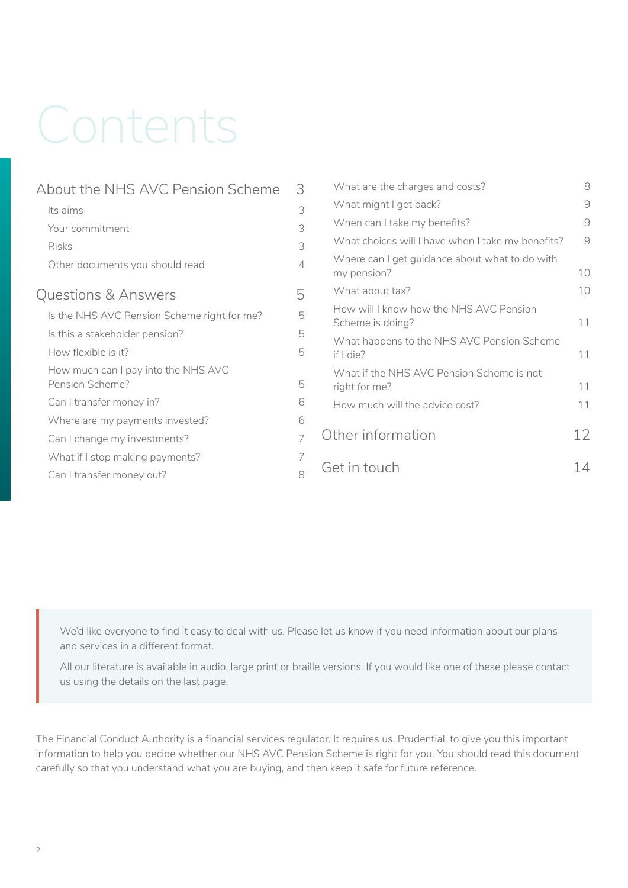# Contents

| | |
|---|---|
| **About the NHS AVC Pension Scheme** | **3** |
| Its aims | 3 |
| Your commitment | 3 |
| Risks | 3 |
| Other documents you should read | 4 |
| **Questions & Answers** | **5** |
| Is the NHS AVC Pension Scheme right for me? | 5 |
| Is this a stakeholder pension? | 5 |
| How flexible is it? | 5 |
| How much can I pay into the NHS AVC Pension Scheme? | 5 |
| Can I transfer money in? | 6 |
| Where are my payments invested? | 6 |
| Can I change my investments? | 7 |
| What if I stop making payments? | 7 |
| Can I transfer money out? | 8 |
| What are the charges and costs? | 8 |
| What might I get back? | 9 |
| When can I take my benefits? | 9 |
| What choices will I have when I take my benefits? | 9 |
| Where can I get guidance about what to do with my pension? | 10 |
| What about tax? | 10 |
| How will I know how the NHS AVC Pension Scheme is doing? | 11 |
| What happens to the NHS AVC Pension Scheme if I die? | 11 |
| What if the NHS AVC Pension Scheme is not right for me? | 11 |
| How much will the advice cost? | 11 |
| **Other information** | **12** |
| **Get in touch** | **14** |

We'd like everyone to find it easy to deal with us. Please let us know if you need information about our plans and services in a different format.

All our literature is available in audio, large print or braille versions. If you would like one of these please contact us using the details on the last page.

The Financial Conduct Authority is a financial services regulator. It requires us, Prudential, to give you this important information to help you decide whether our NHS AVC Pension Scheme is right for you. You should read this document carefully so that you understand what you are buying, and then keep it safe for future reference.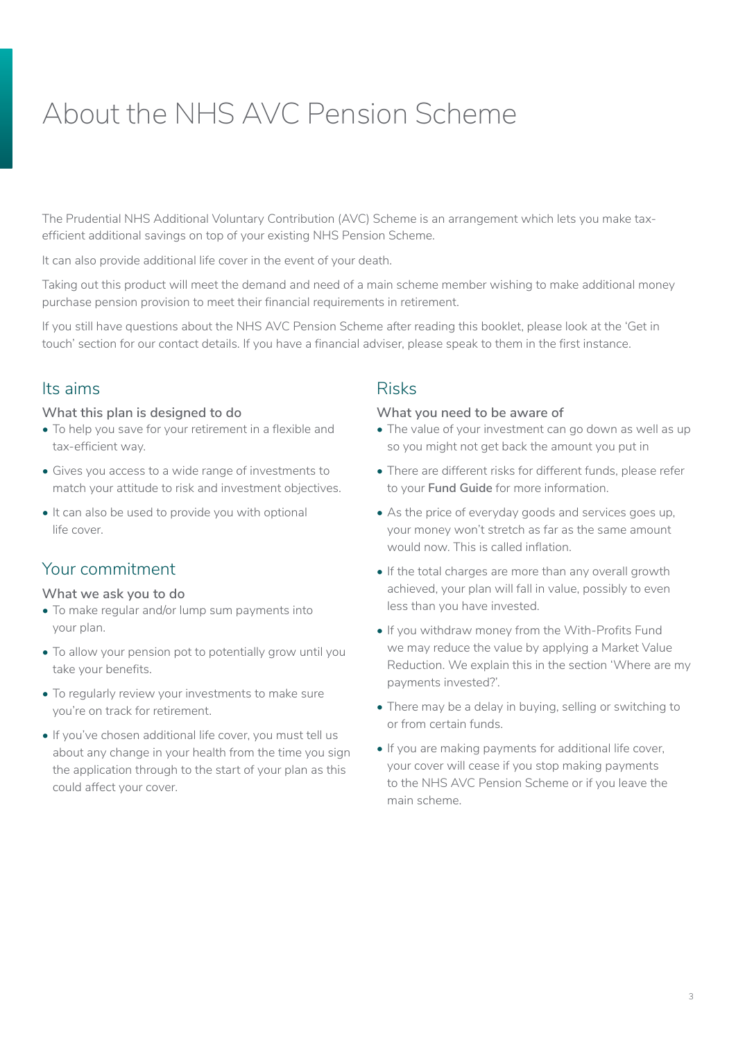# About the NHS AVC Pension Scheme

The Prudential NHS Additional Voluntary Contribution (AVC) Scheme is an arrangement which lets you make tax-efficient additional savings on top of your existing NHS Pension Scheme.

It can also provide additional life cover in the event of your death.

Taking out this product will meet the demand and need of a main scheme member wishing to make additional money purchase pension provision to meet their financial requirements in retirement.

If you still have questions about the NHS AVC Pension Scheme after reading this booklet, please look at the 'Get in touch' section for our contact details. If you have a financial adviser, please speak to them in the first instance.

## Its aims

### What this plan is designed to do

- To help you save for your retirement in a flexible and tax-efficient way.
- Gives you access to a wide range of investments to match your attitude to risk and investment objectives.
- It can also be used to provide you with optional life cover.

## Your commitment

### What we ask you to do

- To make regular and/or lump sum payments into your plan.
- To allow your pension pot to potentially grow until you take your benefits.
- To regularly review your investments to make sure you're on track for retirement.
- If you've chosen additional life cover, you must tell us about any change in your health from the time you sign the application through to the start of your plan as this could affect your cover.

## Risks

### What you need to be aware of

- The value of your investment can go down as well as up so you might not get back the amount you put in
- There are different risks for different funds, please refer to your **Fund Guide** for more information.
- As the price of everyday goods and services goes up, your money won't stretch as far as the same amount would now. This is called inflation.
- If the total charges are more than any overall growth achieved, your plan will fall in value, possibly to even less than you have invested.
- If you withdraw money from the With-Profits Fund we may reduce the value by applying a Market Value Reduction. We explain this in the section 'Where are my payments invested?'.
- There may be a delay in buying, selling or switching to or from certain funds.
- If you are making payments for additional life cover, your cover will cease if you stop making payments to the NHS AVC Pension Scheme or if you leave the main scheme.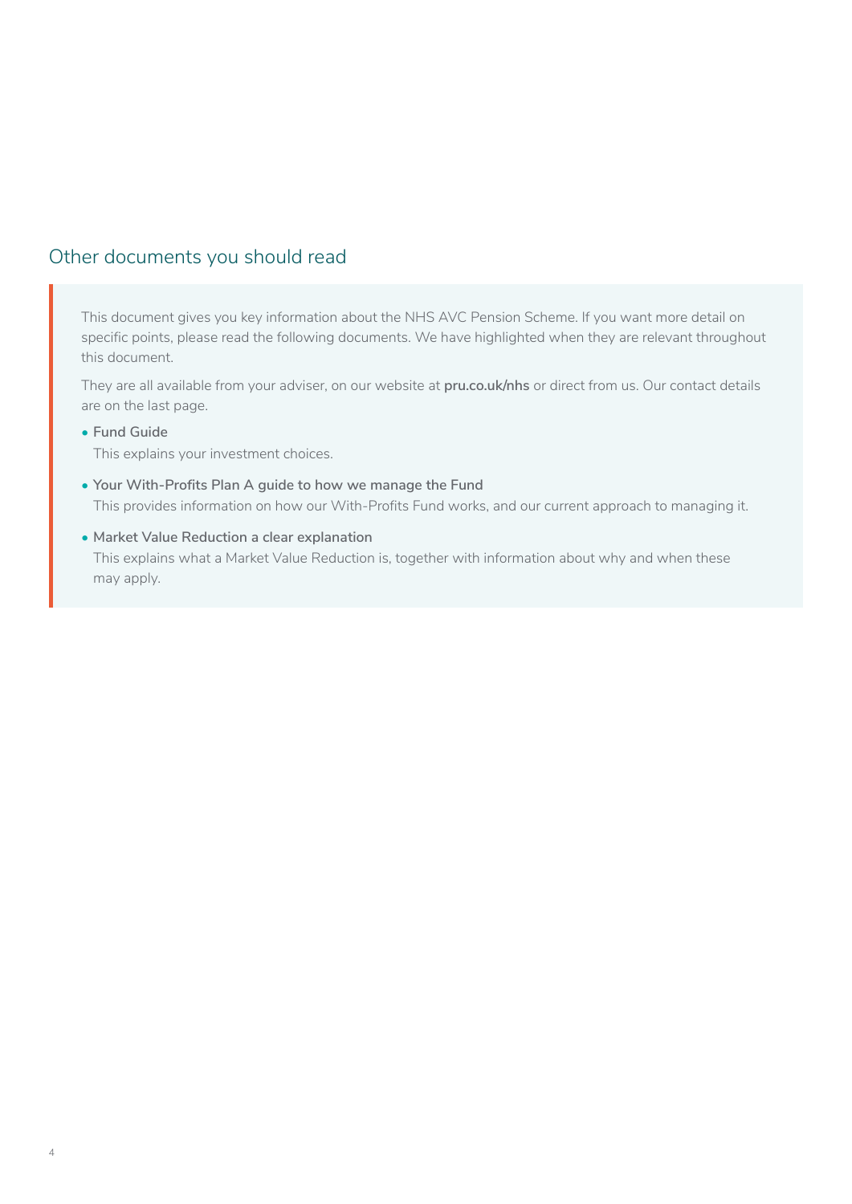## Other documents you should read

This document gives you key information about the NHS AVC Pension Scheme. If you want more detail on specific points, please read the following documents. We have highlighted when they are relevant throughout this document.

They are all available from your adviser, on our website at **pru.co.uk/nhs** or direct from us. Our contact details are on the last page.

- **Fund Guide**
  This explains your investment choices.
- **Your With-Profits Plan A guide to how we manage the Fund**
  This provides information on how our With-Profits Fund works, and our current approach to managing it.
- **Market Value Reduction a clear explanation**
  This explains what a Market Value Reduction is, together with information about why and when these may apply.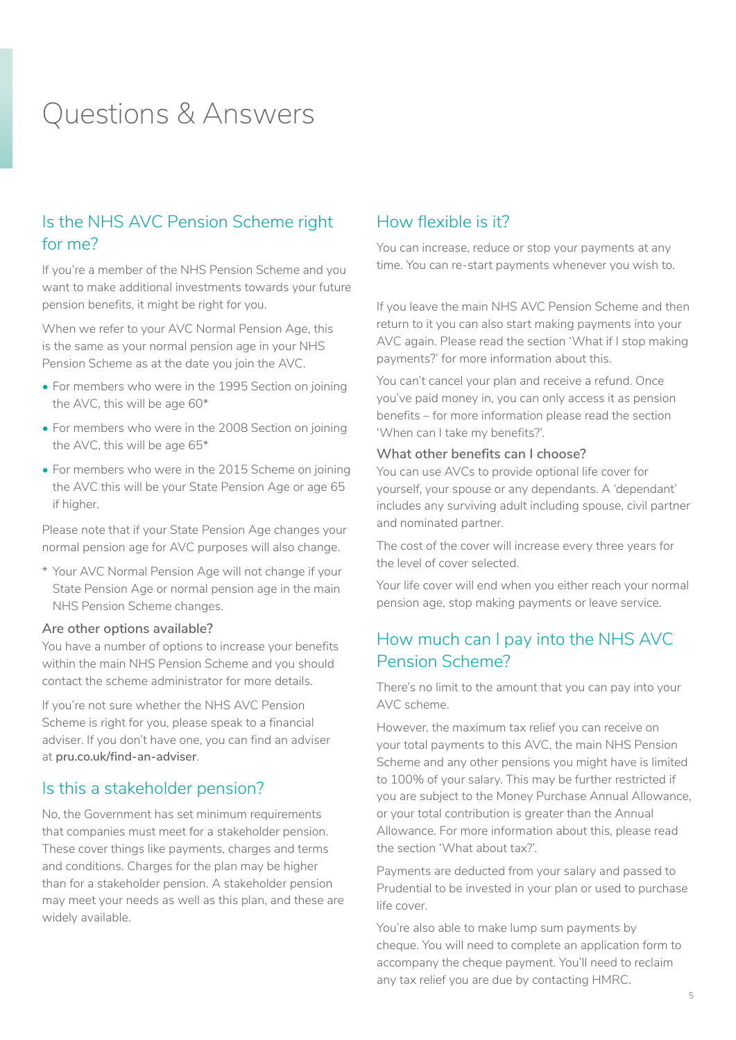# Questions & Answers

## Is the NHS AVC Pension Scheme right for me?

If you're a member of the NHS Pension Scheme and you want to make additional investments towards your future pension benefits, it might be right for you.

When we refer to your AVC Normal Pension Age, this is the same as your normal pension age in your NHS Pension Scheme as at the date you join the AVC.

- For members who were in the 1995 Section on joining the AVC, this will be age 60*
- For members who were in the 2008 Section on joining the AVC, this will be age 65*
- For members who were in the 2015 Scheme on joining the AVC this will be your State Pension Age or age 65 if higher.

Please note that if your State Pension Age changes your normal pension age for AVC purposes will also change.

\* Your AVC Normal Pension Age will not change if your State Pension Age or normal pension age in the main NHS Pension Scheme changes.

### Are other options available?

You have a number of options to increase your benefits within the main NHS Pension Scheme and you should contact the scheme administrator for more details.

If you're not sure whether the NHS AVC Pension Scheme is right for you, please speak to a financial adviser. If you don't have one, you can find an adviser at **pru.co.uk/find-an-adviser**.

## Is this a stakeholder pension?

No, the Government has set minimum requirements that companies must meet for a stakeholder pension. These cover things like payments, charges and terms and conditions. Charges for the plan may be higher than for a stakeholder pension. A stakeholder pension may meet your needs as well as this plan, and these are widely available.

## How flexible is it?

You can increase, reduce or stop your payments at any time. You can re-start payments whenever you wish to.

If you leave the main NHS AVC Pension Scheme and then return to it you can also start making payments into your AVC again. Please read the section 'What if I stop making payments?' for more information about this.

You can't cancel your plan and receive a refund. Once you've paid money in, you can only access it as pension benefits – for more information please read the section 'When can I take my benefits?'.

### What other benefits can I choose?

You can use AVCs to provide optional life cover for yourself, your spouse or any dependants. A 'dependant' includes any surviving adult including spouse, civil partner and nominated partner.

The cost of the cover will increase every three years for the level of cover selected.

Your life cover will end when you either reach your normal pension age, stop making payments or leave service.

## How much can I pay into the NHS AVC Pension Scheme?

There's no limit to the amount that you can pay into your AVC scheme.

However, the maximum tax relief you can receive on your total payments to this AVC, the main NHS Pension Scheme and any other pensions you might have is limited to 100% of your salary. This may be further restricted if you are subject to the Money Purchase Annual Allowance, or your total contribution is greater than the Annual Allowance. For more information about this, please read the section 'What about tax?'.

Payments are deducted from your salary and passed to Prudential to be invested in your plan or used to purchase life cover.

You're also able to make lump sum payments by cheque. You will need to complete an application form to accompany the cheque payment. You'll need to reclaim any tax relief you are due by contacting HMRC.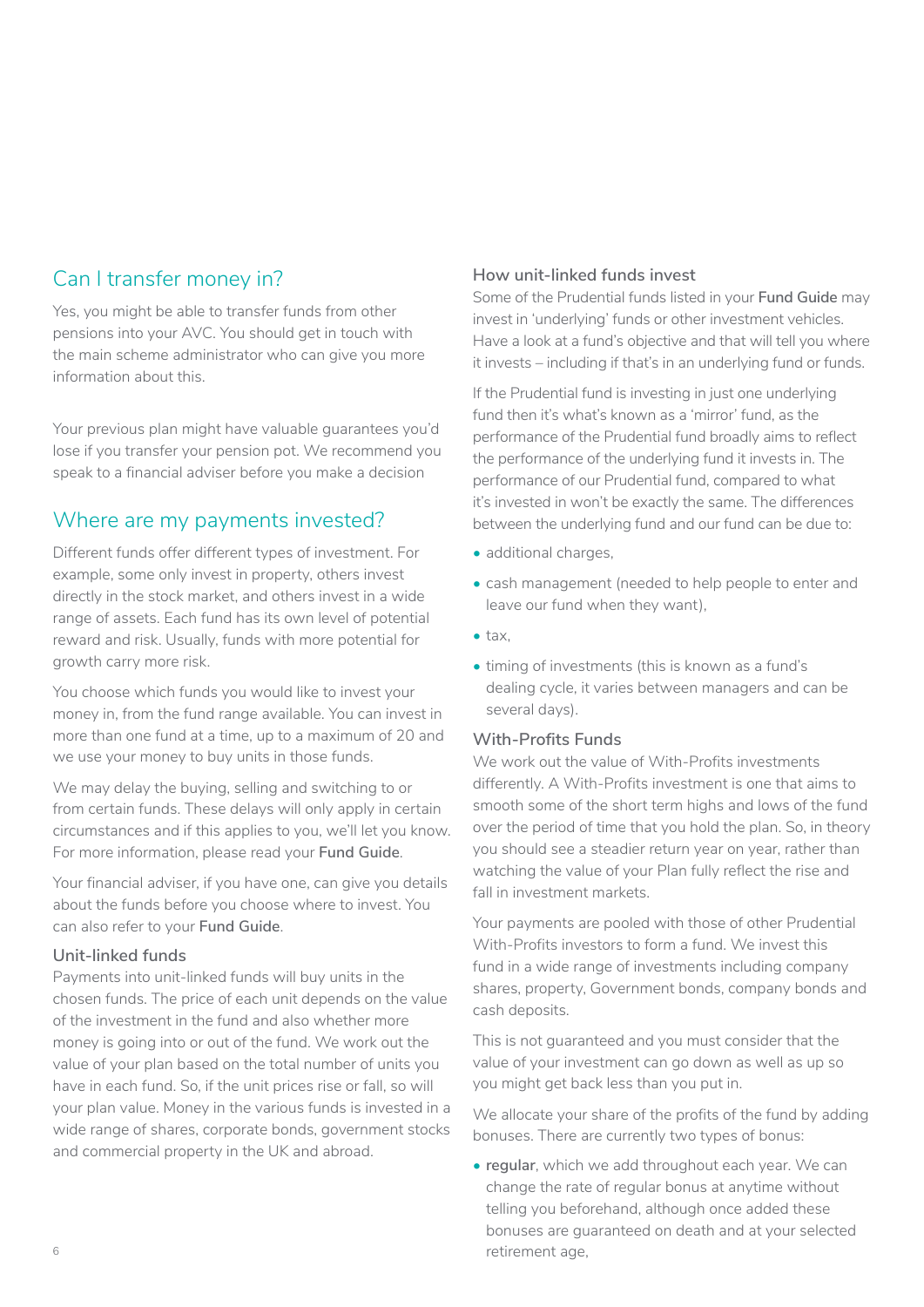## Can I transfer money in?

Yes, you might be able to transfer funds from other pensions into your AVC. You should get in touch with the main scheme administrator who can give you more information about this.

Your previous plan might have valuable guarantees you'd lose if you transfer your pension pot. We recommend you speak to a financial adviser before you make a decision

## Where are my payments invested?

Different funds offer different types of investment. For example, some only invest in property, others invest directly in the stock market, and others invest in a wide range of assets. Each fund has its own level of potential reward and risk. Usually, funds with more potential for growth carry more risk.

You choose which funds you would like to invest your money in, from the fund range available. You can invest in more than one fund at a time, up to a maximum of 20 and we use your money to buy units in those funds.

We may delay the buying, selling and switching to or from certain funds. These delays will only apply in certain circumstances and if this applies to you, we'll let you know. For more information, please read your **Fund Guide**.

Your financial adviser, if you have one, can give you details about the funds before you choose where to invest. You can also refer to your **Fund Guide**.

### Unit-linked funds

Payments into unit-linked funds will buy units in the chosen funds. The price of each unit depends on the value of the investment in the fund and also whether more money is going into or out of the fund. We work out the value of your plan based on the total number of units you have in each fund. So, if the unit prices rise or fall, so will your plan value. Money in the various funds is invested in a wide range of shares, corporate bonds, government stocks and commercial property in the UK and abroad.

### How unit-linked funds invest

Some of the Prudential funds listed in your **Fund Guide** may invest in 'underlying' funds or other investment vehicles. Have a look at a fund's objective and that will tell you where it invests – including if that's in an underlying fund or funds.

If the Prudential fund is investing in just one underlying fund then it's what's known as a 'mirror' fund, as the performance of the Prudential fund broadly aims to reflect the performance of the underlying fund it invests in. The performance of our Prudential fund, compared to what it's invested in won't be exactly the same. The differences between the underlying fund and our fund can be due to:

- additional charges,
- cash management (needed to help people to enter and leave our fund when they want),
- tax,
- timing of investments (this is known as a fund's dealing cycle, it varies between managers and can be several days).

### With-Profits Funds

We work out the value of With-Profits investments differently. A With-Profits investment is one that aims to smooth some of the short term highs and lows of the fund over the period of time that you hold the plan. So, in theory you should see a steadier return year on year, rather than watching the value of your Plan fully reflect the rise and fall in investment markets.

Your payments are pooled with those of other Prudential With-Profits investors to form a fund. We invest this fund in a wide range of investments including company shares, property, Government bonds, company bonds and cash deposits.

This is not guaranteed and you must consider that the value of your investment can go down as well as up so you might get back less than you put in.

We allocate your share of the profits of the fund by adding bonuses. There are currently two types of bonus:

- **regular**, which we add throughout each year. We can change the rate of regular bonus at anytime without telling you beforehand, although once added these bonuses are guaranteed on death and at your selected retirement age,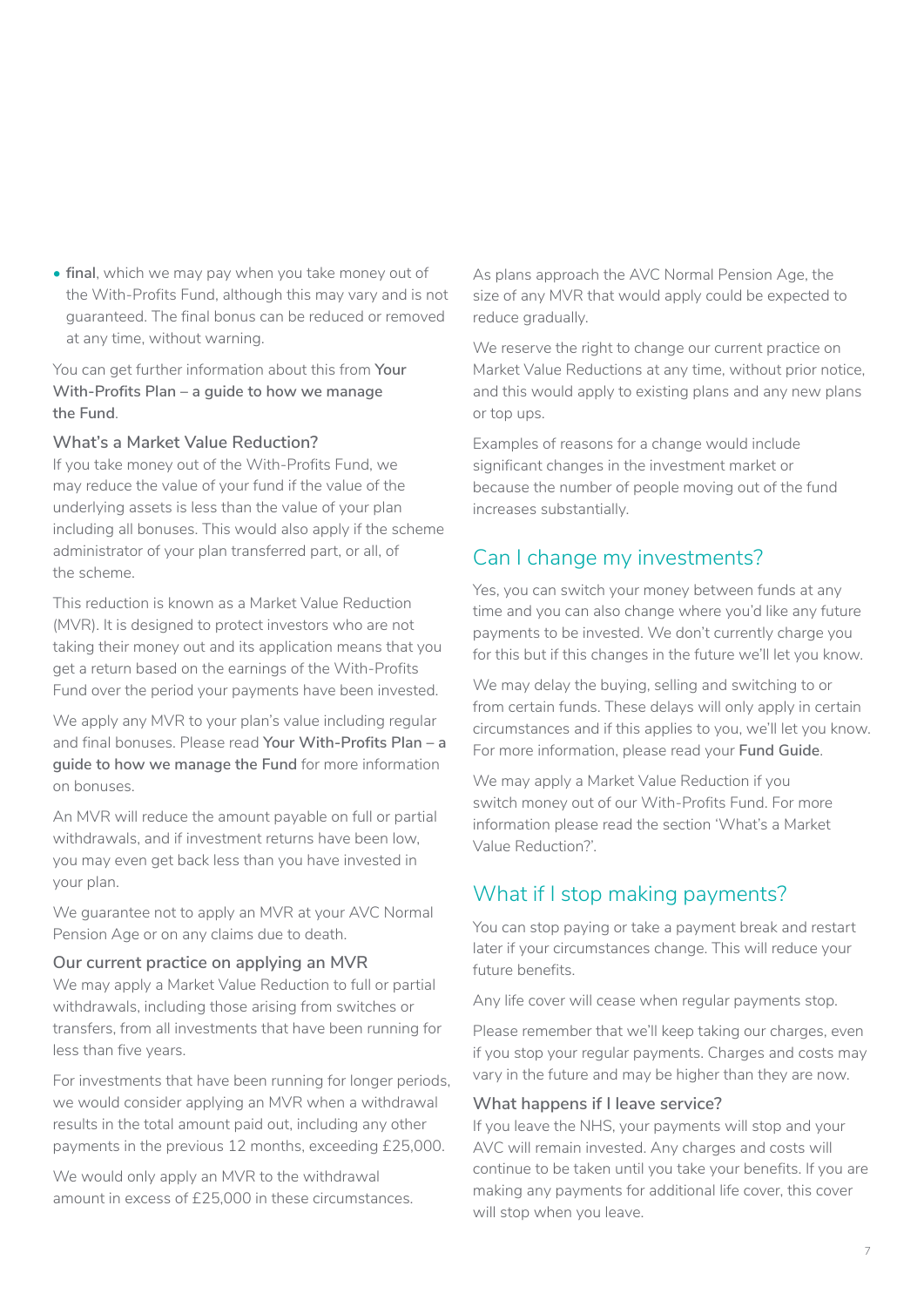- **final**, which we may pay when you take money out of the With-Profits Fund, although this may vary and is not guaranteed. The final bonus can be reduced or removed at any time, without warning.

You can get further information about this from **Your With-Profits Plan – a guide to how we manage the Fund**.

### What's a Market Value Reduction?

If you take money out of the With-Profits Fund, we may reduce the value of your fund if the value of the underlying assets is less than the value of your plan including all bonuses. This would also apply if the scheme administrator of your plan transferred part, or all, of the scheme.

This reduction is known as a Market Value Reduction (MVR). It is designed to protect investors who are not taking their money out and its application means that you get a return based on the earnings of the With-Profits Fund over the period your payments have been invested.

We apply any MVR to your plan's value including regular and final bonuses. Please read **Your With-Profits Plan – a guide to how we manage the Fund** for more information on bonuses.

An MVR will reduce the amount payable on full or partial withdrawals, and if investment returns have been low, you may even get back less than you have invested in your plan.

We guarantee not to apply an MVR at your AVC Normal Pension Age or on any claims due to death.

### Our current practice on applying an MVR

We may apply a Market Value Reduction to full or partial withdrawals, including those arising from switches or transfers, from all investments that have been running for less than five years.

For investments that have been running for longer periods, we would consider applying an MVR when a withdrawal results in the total amount paid out, including any other payments in the previous 12 months, exceeding £25,000.

We would only apply an MVR to the withdrawal amount in excess of £25,000 in these circumstances.

As plans approach the AVC Normal Pension Age, the size of any MVR that would apply could be expected to reduce gradually.

We reserve the right to change our current practice on Market Value Reductions at any time, without prior notice, and this would apply to existing plans and any new plans or top ups.

Examples of reasons for a change would include significant changes in the investment market or because the number of people moving out of the fund increases substantially.

## Can I change my investments?

Yes, you can switch your money between funds at any time and you can also change where you'd like any future payments to be invested. We don't currently charge you for this but if this changes in the future we'll let you know.

We may delay the buying, selling and switching to or from certain funds. These delays will only apply in certain circumstances and if this applies to you, we'll let you know. For more information, please read your **Fund Guide**.

We may apply a Market Value Reduction if you switch money out of our With-Profits Fund. For more information please read the section 'What's a Market Value Reduction?'.

## What if I stop making payments?

You can stop paying or take a payment break and restart later if your circumstances change. This will reduce your future benefits.

Any life cover will cease when regular payments stop.

Please remember that we'll keep taking our charges, even if you stop your regular payments. Charges and costs may vary in the future and may be higher than they are now.

### What happens if I leave service?

If you leave the NHS, your payments will stop and your AVC will remain invested. Any charges and costs will continue to be taken until you take your benefits. If you are making any payments for additional life cover, this cover will stop when you leave.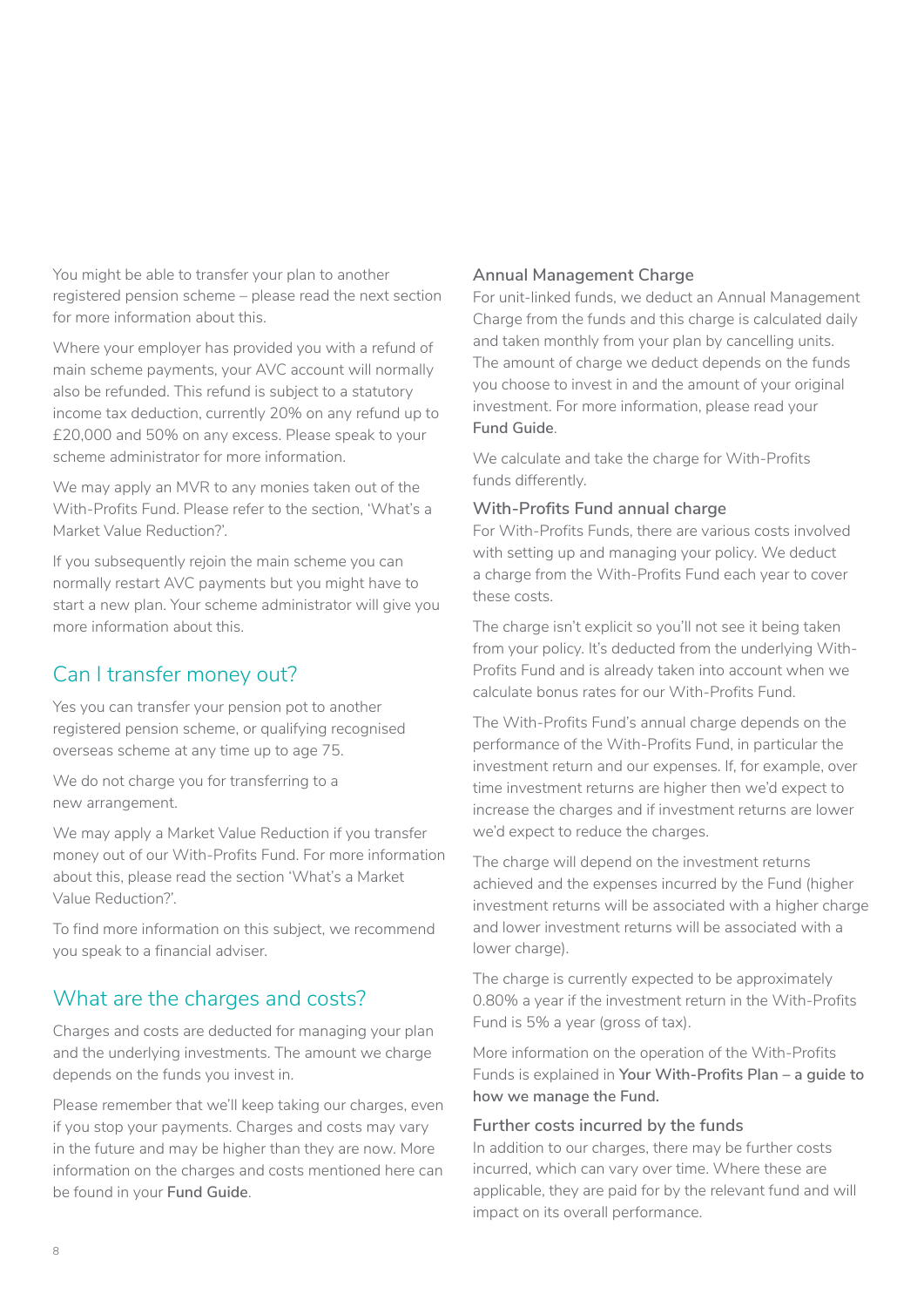You might be able to transfer your plan to another registered pension scheme – please read the next section for more information about this.

Where your employer has provided you with a refund of main scheme payments, your AVC account will normally also be refunded. This refund is subject to a statutory income tax deduction, currently 20% on any refund up to £20,000 and 50% on any excess. Please speak to your scheme administrator for more information.

We may apply an MVR to any monies taken out of the With-Profits Fund. Please refer to the section, 'What's a Market Value Reduction?'.

If you subsequently rejoin the main scheme you can normally restart AVC payments but you might have to start a new plan. Your scheme administrator will give you more information about this.

## Can I transfer money out?

Yes you can transfer your pension pot to another registered pension scheme, or qualifying recognised overseas scheme at any time up to age 75.

We do not charge you for transferring to a new arrangement.

We may apply a Market Value Reduction if you transfer money out of our With-Profits Fund. For more information about this, please read the section 'What's a Market Value Reduction?'.

To find more information on this subject, we recommend you speak to a financial adviser.

## What are the charges and costs?

Charges and costs are deducted for managing your plan and the underlying investments. The amount we charge depends on the funds you invest in.

Please remember that we'll keep taking our charges, even if you stop your payments. Charges and costs may vary in the future and may be higher than they are now. More information on the charges and costs mentioned here can be found in your **Fund Guide**.

### Annual Management Charge

For unit-linked funds, we deduct an Annual Management Charge from the funds and this charge is calculated daily and taken monthly from your plan by cancelling units. The amount of charge we deduct depends on the funds you choose to invest in and the amount of your original investment. For more information, please read your **Fund Guide**.

We calculate and take the charge for With-Profits funds differently.

### With-Profits Fund annual charge

For With-Profits Funds, there are various costs involved with setting up and managing your policy. We deduct a charge from the With-Profits Fund each year to cover these costs.

The charge isn't explicit so you'll not see it being taken from your policy. It's deducted from the underlying With-Profits Fund and is already taken into account when we calculate bonus rates for our With-Profits Fund.

The With-Profits Fund's annual charge depends on the performance of the With-Profits Fund, in particular the investment return and our expenses. If, for example, over time investment returns are higher then we'd expect to increase the charges and if investment returns are lower we'd expect to reduce the charges.

The charge will depend on the investment returns achieved and the expenses incurred by the Fund (higher investment returns will be associated with a higher charge and lower investment returns will be associated with a lower charge).

The charge is currently expected to be approximately 0.80% a year if the investment return in the With-Profits Fund is 5% a year (gross of tax).

More information on the operation of the With-Profits Funds is explained in **Your With-Profits Plan – a guide to how we manage the Fund.**

### Further costs incurred by the funds

In addition to our charges, there may be further costs incurred, which can vary over time. Where these are applicable, they are paid for by the relevant fund and will impact on its overall performance.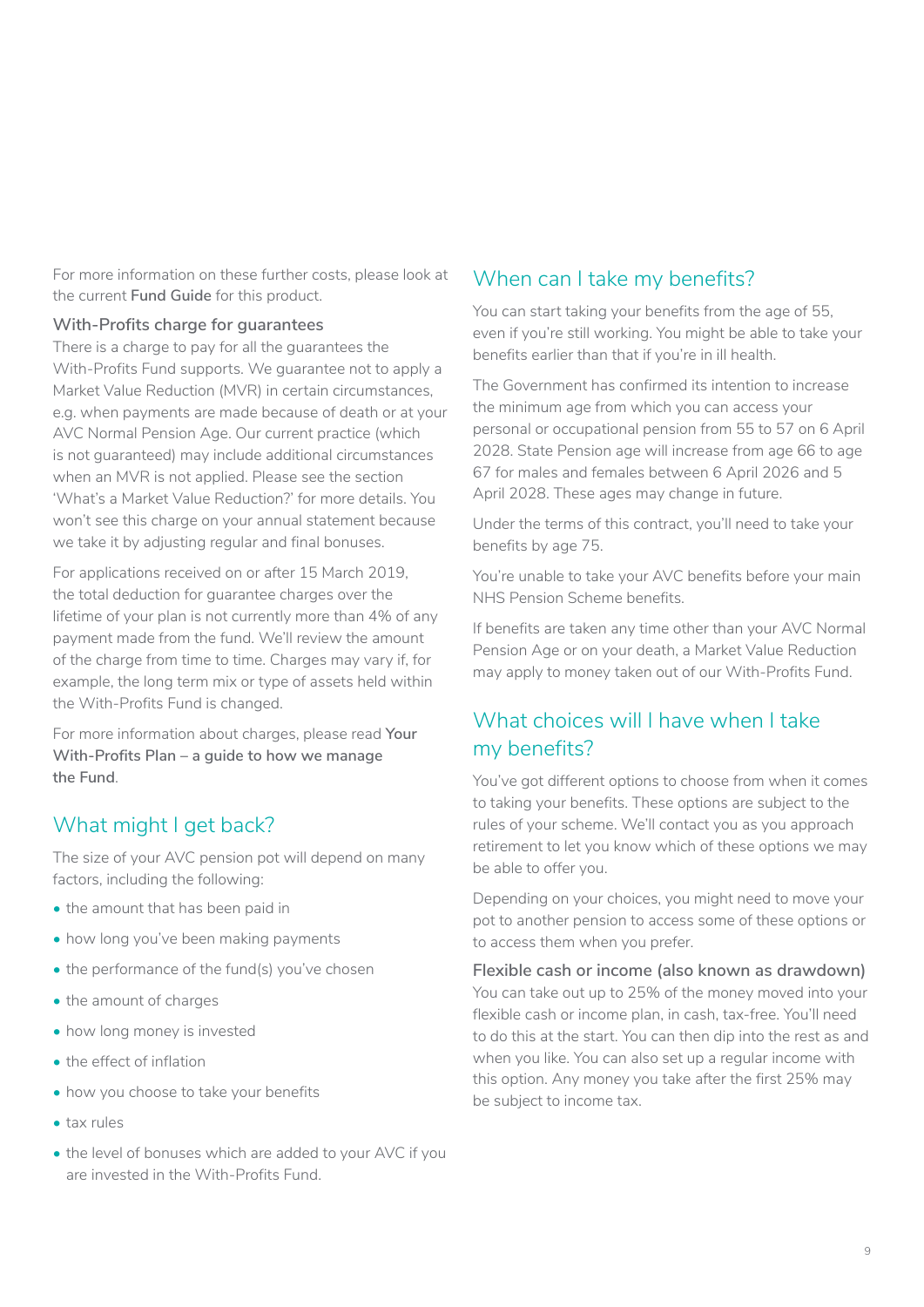For more information on these further costs, please look at the current **Fund Guide** for this product.

### With-Profits charge for guarantees

There is a charge to pay for all the guarantees the With-Profits Fund supports. We guarantee not to apply a Market Value Reduction (MVR) in certain circumstances, e.g. when payments are made because of death or at your AVC Normal Pension Age. Our current practice (which is not guaranteed) may include additional circumstances when an MVR is not applied. Please see the section 'What's a Market Value Reduction?' for more details. You won't see this charge on your annual statement because we take it by adjusting regular and final bonuses.

For applications received on or after 15 March 2019, the total deduction for guarantee charges over the lifetime of your plan is not currently more than 4% of any payment made from the fund. We'll review the amount of the charge from time to time. Charges may vary if, for example, the long term mix or type of assets held within the With-Profits Fund is changed.

For more information about charges, please read **Your With-Profits Plan – a guide to how we manage the Fund**.

## What might I get back?

The size of your AVC pension pot will depend on many factors, including the following:

- the amount that has been paid in
- how long you've been making payments
- the performance of the fund(s) you've chosen
- the amount of charges
- how long money is invested
- the effect of inflation
- how you choose to take your benefits
- tax rules
- the level of bonuses which are added to your AVC if you are invested in the With-Profits Fund.

## When can I take my benefits?

You can start taking your benefits from the age of 55, even if you're still working. You might be able to take your benefits earlier than that if you're in ill health.

The Government has confirmed its intention to increase the minimum age from which you can access your personal or occupational pension from 55 to 57 on 6 April 2028. State Pension age will increase from age 66 to age 67 for males and females between 6 April 2026 and 5 April 2028. These ages may change in future.

Under the terms of this contract, you'll need to take your benefits by age 75.

You're unable to take your AVC benefits before your main NHS Pension Scheme benefits.

If benefits are taken any time other than your AVC Normal Pension Age or on your death, a Market Value Reduction may apply to money taken out of our With-Profits Fund.

## What choices will I have when I take my benefits?

You've got different options to choose from when it comes to taking your benefits. These options are subject to the rules of your scheme. We'll contact you as you approach retirement to let you know which of these options we may be able to offer you.

Depending on your choices, you might need to move your pot to another pension to access some of these options or to access them when you prefer.

### Flexible cash or income (also known as drawdown)

You can take out up to 25% of the money moved into your flexible cash or income plan, in cash, tax-free. You'll need to do this at the start. You can then dip into the rest as and when you like. You can also set up a regular income with this option. Any money you take after the first 25% may be subject to income tax.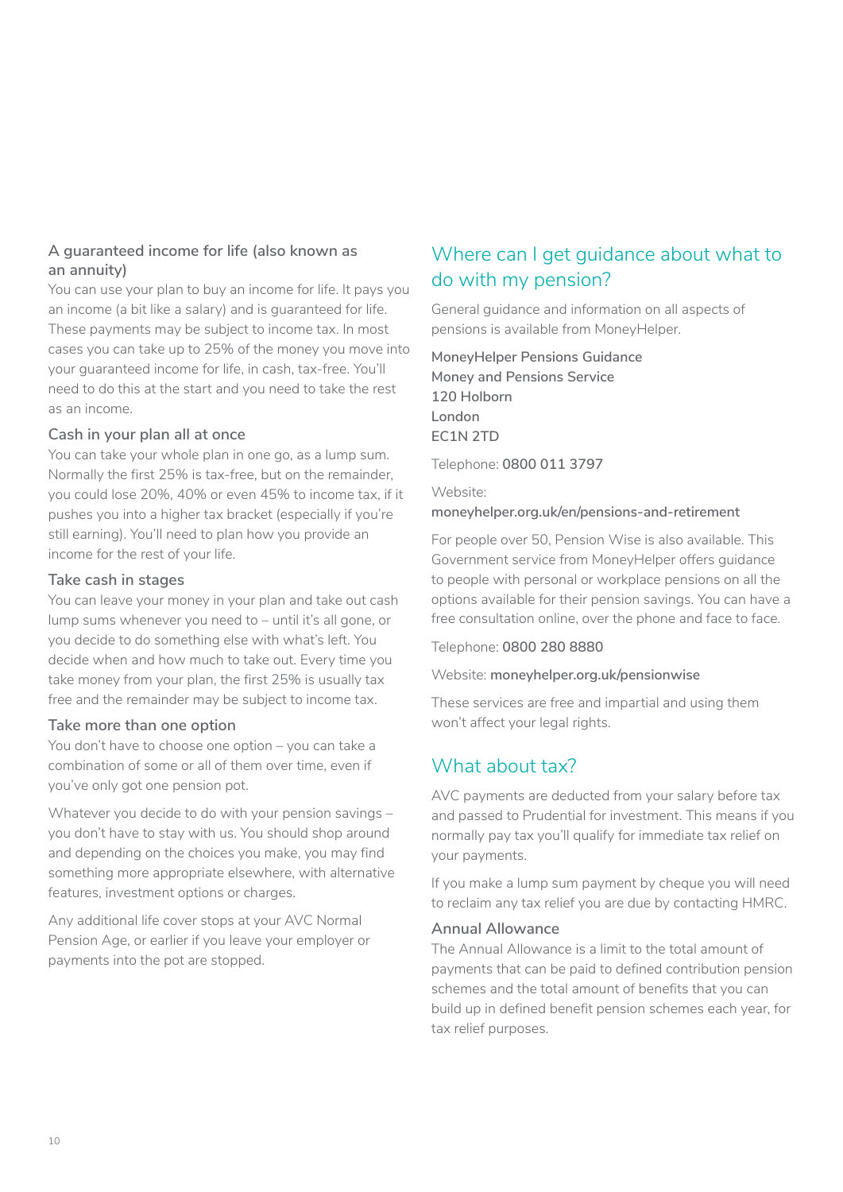### A guaranteed income for life (also known as an annuity)

You can use your plan to buy an income for life. It pays you an income (a bit like a salary) and is guaranteed for life. These payments may be subject to income tax. In most cases you can take up to 25% of the money you move into your guaranteed income for life, in cash, tax-free. You'll need to do this at the start and you need to take the rest as an income.

### Cash in your plan all at once

You can take your whole plan in one go, as a lump sum. Normally the first 25% is tax-free, but on the remainder, you could lose 20%, 40% or even 45% to income tax, if it pushes you into a higher tax bracket (especially if you're still earning). You'll need to plan how you provide an income for the rest of your life.

### Take cash in stages

You can leave your money in your plan and take out cash lump sums whenever you need to – until it's all gone, or you decide to do something else with what's left. You decide when and how much to take out. Every time you take money from your plan, the first 25% is usually tax free and the remainder may be subject to income tax.

### Take more than one option

You don't have to choose one option – you can take a combination of some or all of them over time, even if you've only got one pension pot.

Whatever you decide to do with your pension savings – you don't have to stay with us. You should shop around and depending on the choices you make, you may find something more appropriate elsewhere, with alternative features, investment options or charges.

Any additional life cover stops at your AVC Normal Pension Age, or earlier if you leave your employer or payments into the pot are stopped.

## Where can I get guidance about what to do with my pension?

General guidance and information on all aspects of pensions is available from MoneyHelper.

**MoneyHelper Pensions Guidance**
**Money and Pensions Service**
**120 Holborn**
**London**
**EC1N 2TD**

Telephone: **0800 011 3797**

Website:
**moneyhelper.org.uk/en/pensions-and-retirement**

For people over 50, Pension Wise is also available. This Government service from MoneyHelper offers guidance to people with personal or workplace pensions on all the options available for their pension savings. You can have a free consultation online, over the phone and face to face.

Telephone: **0800 280 8880**

Website: **moneyhelper.org.uk/pensionwise**

These services are free and impartial and using them won't affect your legal rights.

## What about tax?

AVC payments are deducted from your salary before tax and passed to Prudential for investment. This means if you normally pay tax you'll qualify for immediate tax relief on your payments.

If you make a lump sum payment by cheque you will need to reclaim any tax relief you are due by contacting HMRC.

### Annual Allowance

The Annual Allowance is a limit to the total amount of payments that can be paid to defined contribution pension schemes and the total amount of benefits that you can build up in defined benefit pension schemes each year, for tax relief purposes.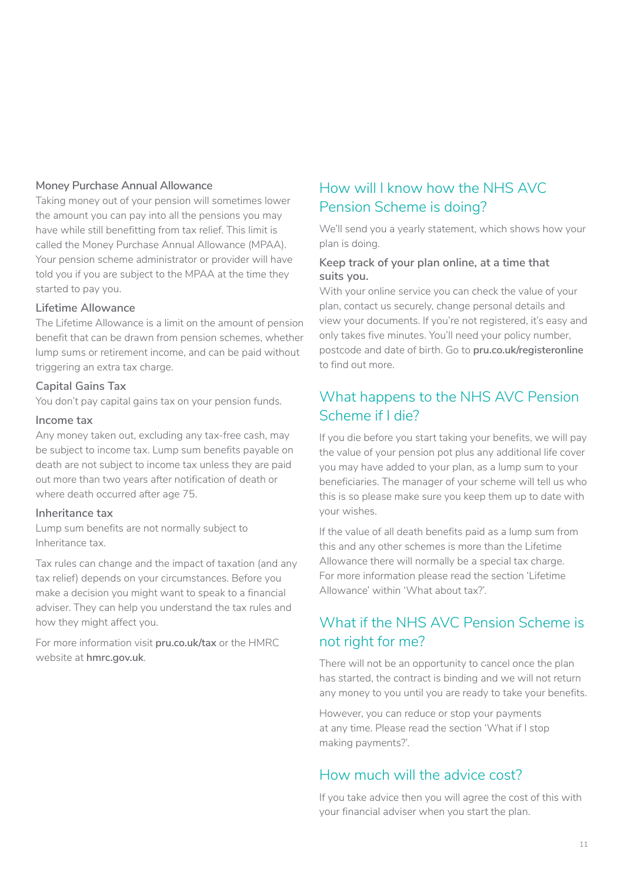### Money Purchase Annual Allowance

Taking money out of your pension will sometimes lower the amount you can pay into all the pensions you may have while still benefitting from tax relief. This limit is called the Money Purchase Annual Allowance (MPAA). Your pension scheme administrator or provider will have told you if you are subject to the MPAA at the time they started to pay you.

### Lifetime Allowance

The Lifetime Allowance is a limit on the amount of pension benefit that can be drawn from pension schemes, whether lump sums or retirement income, and can be paid without triggering an extra tax charge.

### Capital Gains Tax

You don't pay capital gains tax on your pension funds.

### Income tax

Any money taken out, excluding any tax-free cash, may be subject to income tax. Lump sum benefits payable on death are not subject to income tax unless they are paid out more than two years after notification of death or where death occurred after age 75.

### Inheritance tax

Lump sum benefits are not normally subject to Inheritance tax.

Tax rules can change and the impact of taxation (and any tax relief) depends on your circumstances. Before you make a decision you might want to speak to a financial adviser. They can help you understand the tax rules and how they might affect you.

For more information visit **pru.co.uk/tax** or the HMRC website at **hmrc.gov.uk**.

## How will I know how the NHS AVC Pension Scheme is doing?

We'll send you a yearly statement, which shows how your plan is doing.

### Keep track of your plan online, at a time that suits you.

With your online service you can check the value of your plan, contact us securely, change personal details and view your documents. If you're not registered, it's easy and only takes five minutes. You'll need your policy number, postcode and date of birth. Go to **pru.co.uk/registeronline** to find out more.

## What happens to the NHS AVC Pension Scheme if I die?

If you die before you start taking your benefits, we will pay the value of your pension pot plus any additional life cover you may have added to your plan, as a lump sum to your beneficiaries. The manager of your scheme will tell us who this is so please make sure you keep them up to date with your wishes.

If the value of all death benefits paid as a lump sum from this and any other schemes is more than the Lifetime Allowance there will normally be a special tax charge. For more information please read the section 'Lifetime Allowance' within 'What about tax?'.

## What if the NHS AVC Pension Scheme is not right for me?

There will not be an opportunity to cancel once the plan has started, the contract is binding and we will not return any money to you until you are ready to take your benefits.

However, you can reduce or stop your payments at any time. Please read the section 'What if I stop making payments?'.

## How much will the advice cost?

If you take advice then you will agree the cost of this with your financial adviser when you start the plan.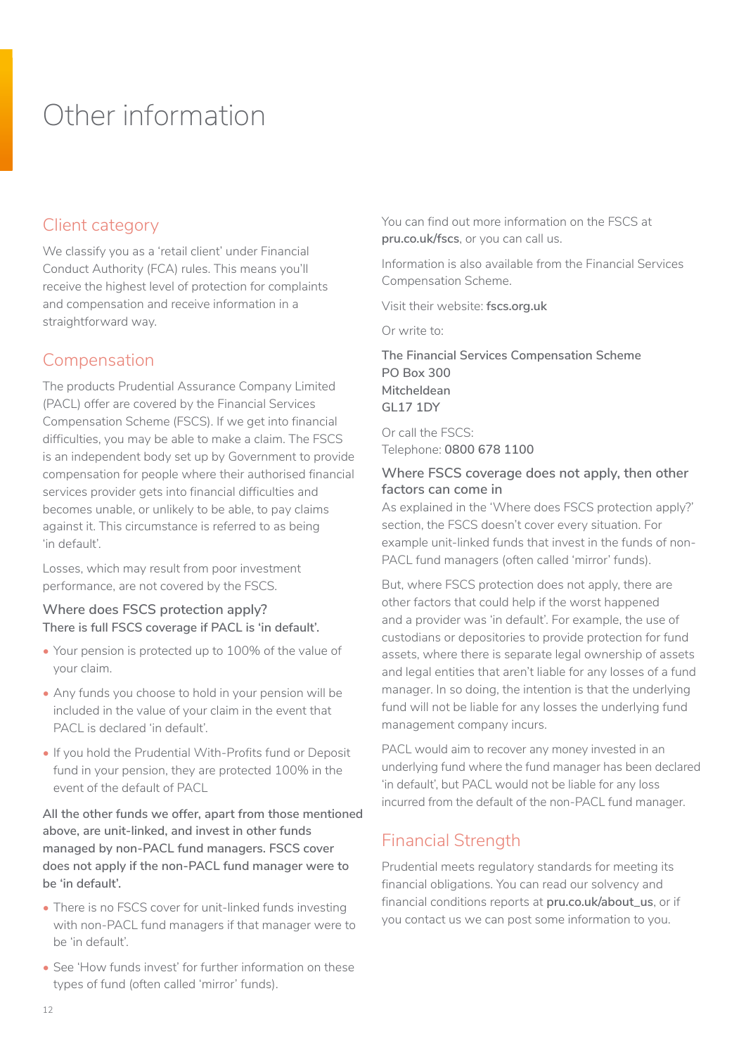# Other information

## Client category

We classify you as a 'retail client' under Financial Conduct Authority (FCA) rules. This means you'll receive the highest level of protection for complaints and compensation and receive information in a straightforward way.

## Compensation

The products Prudential Assurance Company Limited (PACL) offer are covered by the Financial Services Compensation Scheme (FSCS). If we get into financial difficulties, you may be able to make a claim. The FSCS is an independent body set up by Government to provide compensation for people where their authorised financial services provider gets into financial difficulties and becomes unable, or unlikely to be able, to pay claims against it. This circumstance is referred to as being 'in default'.

Losses, which may result from poor investment performance, are not covered by the FSCS.

### Where does FSCS protection apply?

**There is full FSCS coverage if PACL is 'in default'.**

- Your pension is protected up to 100% of the value of your claim.
- Any funds you choose to hold in your pension will be included in the value of your claim in the event that PACL is declared 'in default'.
- If you hold the Prudential With-Profits fund or Deposit fund in your pension, they are protected 100% in the event of the default of PACL

**All the other funds we offer, apart from those mentioned above, are unit-linked, and invest in other funds managed by non-PACL fund managers. FSCS cover does not apply if the non-PACL fund manager were to be 'in default'.**

- There is no FSCS cover for unit-linked funds investing with non-PACL fund managers if that manager were to be 'in default'.
- See 'How funds invest' for further information on these types of fund (often called 'mirror' funds).

You can find out more information on the FSCS at **pru.co.uk/fscs**, or you can call us.

Information is also available from the Financial Services Compensation Scheme.

Visit their website: **fscs.org.uk**

Or write to:

The Financial Services Compensation Scheme
PO Box 300
Mitcheldean
GL17 1DY

Or call the FSCS:
Telephone: **0800 678 1100**

### Where FSCS coverage does not apply, then other factors can come in

As explained in the 'Where does FSCS protection apply?' section, the FSCS doesn't cover every situation. For example unit-linked funds that invest in the funds of non-PACL fund managers (often called 'mirror' funds).

But, where FSCS protection does not apply, there are other factors that could help if the worst happened and a provider was 'in default'. For example, the use of custodians or depositories to provide protection for fund assets, where there is separate legal ownership of assets and legal entities that aren't liable for any losses of a fund manager. In so doing, the intention is that the underlying fund will not be liable for any losses the underlying fund management company incurs.

PACL would aim to recover any money invested in an underlying fund where the fund manager has been declared 'in default', but PACL would not be liable for any loss incurred from the default of the non-PACL fund manager.

## Financial Strength

Prudential meets regulatory standards for meeting its financial obligations. You can read our solvency and financial conditions reports at **pru.co.uk/about_us**, or if you contact us we can post some information to you.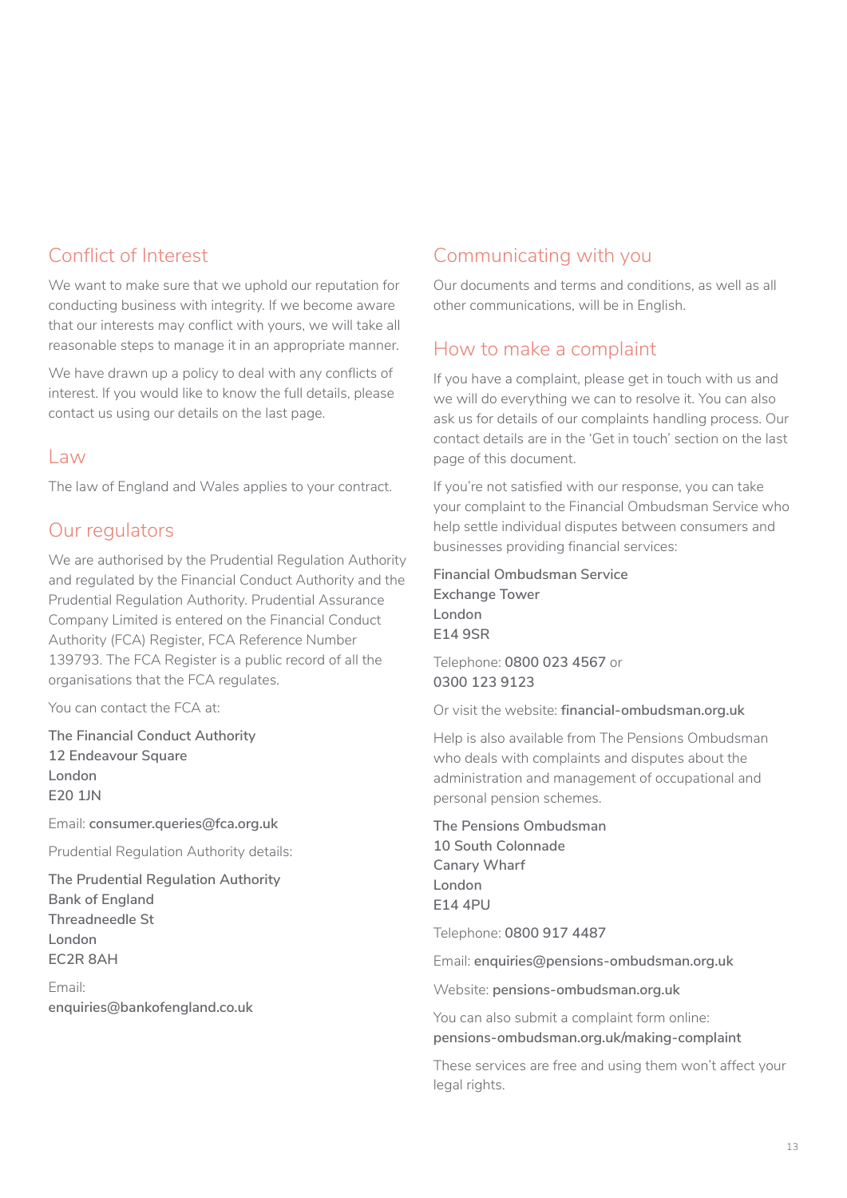## Conflict of Interest

We want to make sure that we uphold our reputation for conducting business with integrity. If we become aware that our interests may conflict with yours, we will take all reasonable steps to manage it in an appropriate manner.

We have drawn up a policy to deal with any conflicts of interest. If you would like to know the full details, please contact us using our details on the last page.

## Law

The law of England and Wales applies to your contract.

## Our regulators

We are authorised by the Prudential Regulation Authority and regulated by the Financial Conduct Authority and the Prudential Regulation Authority. Prudential Assurance Company Limited is entered on the Financial Conduct Authority (FCA) Register, FCA Reference Number 139793. The FCA Register is a public record of all the organisations that the FCA regulates.

You can contact the FCA at:

The Financial Conduct Authority
12 Endeavour Square
London
E20 1JN

Email: **consumer.queries@fca.org.uk**

Prudential Regulation Authority details:

The Prudential Regulation Authority
Bank of England
Threadneedle St
London
EC2R 8AH

Email:
**enquiries@bankofengland.co.uk**

## Communicating with you

Our documents and terms and conditions, as well as all other communications, will be in English.

## How to make a complaint

If you have a complaint, please get in touch with us and we will do everything we can to resolve it. You can also ask us for details of our complaints handling process. Our contact details are in the 'Get in touch' section on the last page of this document.

If you're not satisfied with our response, you can take your complaint to the Financial Ombudsman Service who help settle individual disputes between consumers and businesses providing financial services:

Financial Ombudsman Service
Exchange Tower
London
E14 9SR

Telephone: **0800 023 4567** or **0300 123 9123**

Or visit the website: **financial-ombudsman.org.uk**

Help is also available from The Pensions Ombudsman who deals with complaints and disputes about the administration and management of occupational and personal pension schemes.

The Pensions Ombudsman
10 South Colonnade
Canary Wharf
London
E14 4PU

Telephone: **0800 917 4487**

Email: **enquiries@pensions-ombudsman.org.uk**

Website: **pensions-ombudsman.org.uk**

You can also submit a complaint form online:
**pensions-ombudsman.org.uk/making-complaint**

These services are free and using them won't affect your legal rights.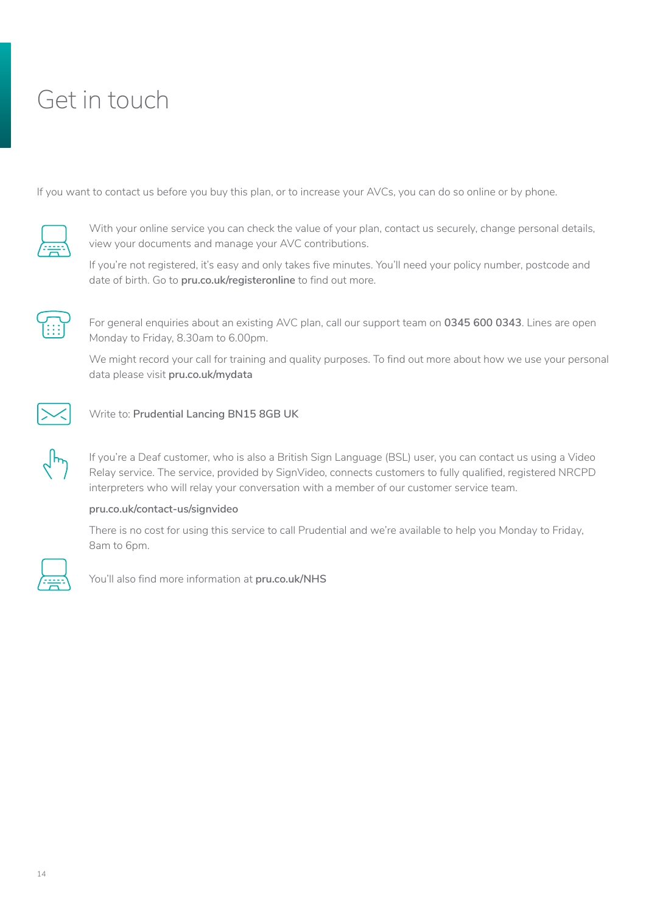# Get in touch

If you want to contact us before you buy this plan, or to increase your AVCs, you can do so online or by phone.

With your online service you can check the value of your plan, contact us securely, change personal details, view your documents and manage your AVC contributions.

If you're not registered, it's easy and only takes five minutes. You'll need your policy number, postcode and date of birth. Go to **pru.co.uk/registeronline** to find out more.

For general enquiries about an existing AVC plan, call our support team on **0345 600 0343**. Lines are open Monday to Friday, 8.30am to 6.00pm.

We might record your call for training and quality purposes. To find out more about how we use your personal data please visit **pru.co.uk/mydata**

Write to: **Prudential Lancing BN15 8GB UK**

If you're a Deaf customer, who is also a British Sign Language (BSL) user, you can contact us using a Video Relay service. The service, provided by SignVideo, connects customers to fully qualified, registered NRCPD interpreters who will relay your conversation with a member of our customer service team.

**pru.co.uk/contact-us/signvideo**

There is no cost for using this service to call Prudential and we're available to help you Monday to Friday, 8am to 6pm.

You'll also find more information at **pru.co.uk/NHS**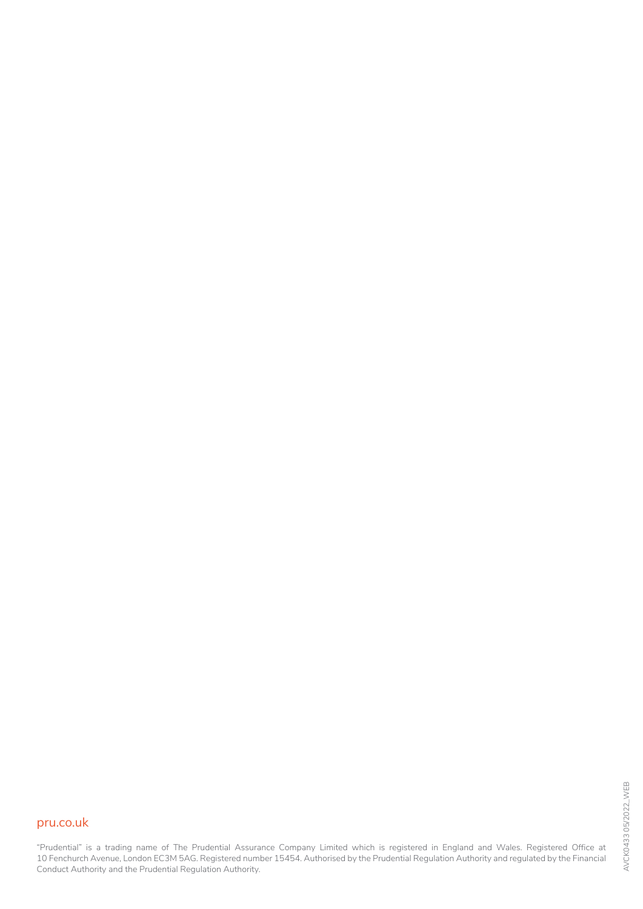pru.co.uk

"Prudential" is a trading name of The Prudential Assurance Company Limited which is registered in England and Wales. Registered Office at 10 Fenchurch Avenue, London EC3M 5AG. Registered number 15454. Authorised by the Prudential Regulation Authority and regulated by the Financial Conduct Authority and the Prudential Regulation Authority.

AVCK0433 05/2022_WEB